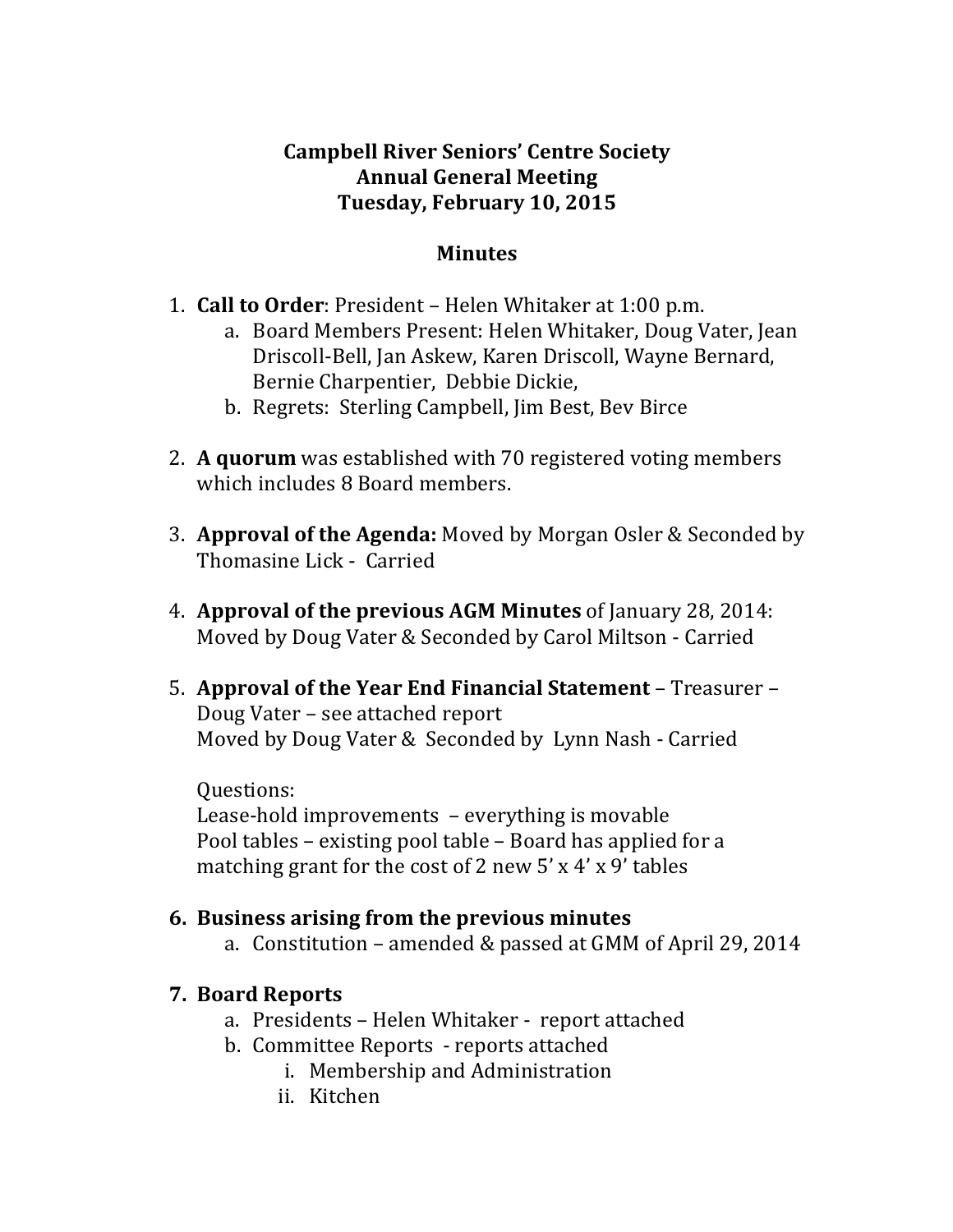# Campbell River Seniors' Centre Society
## Annual General Meeting
## Tuesday, February 10, 2015

## Minutes

1. **Call to Order**: President – Helen Whitaker at 1:00 p.m.
   a. Board Members Present: Helen Whitaker, Doug Vater, Jean Driscoll-Bell, Jan Askew, Karen Driscoll, Wayne Bernard, Bernie Charpentier, Debbie Dickie,
   b. Regrets: Sterling Campbell, Jim Best, Bev Birce

2. **A quorum** was established with 70 registered voting members which includes 8 Board members.

3. **Approval of the Agenda:** Moved by Morgan Osler & Seconded by Thomasine Lick - Carried

4. **Approval of the previous AGM Minutes** of January 28, 2014: Moved by Doug Vater & Seconded by Carol Miltson - Carried

5. **Approval of the Year End Financial Statement** – Treasurer – Doug Vater – see attached report
   Moved by Doug Vater & Seconded by Lynn Nash - Carried

   Questions:
   Lease-hold improvements – everything is movable
   Pool tables – existing pool table – Board has applied for a matching grant for the cost of 2 new 5' x 4' x 9' tables

6. **Business arising from the previous minutes**
   a. Constitution – amended & passed at GMM of April 29, 2014

7. **Board Reports**
   a. Presidents – Helen Whitaker - report attached
   b. Committee Reports - reports attached
      i. Membership and Administration
      ii. Kitchen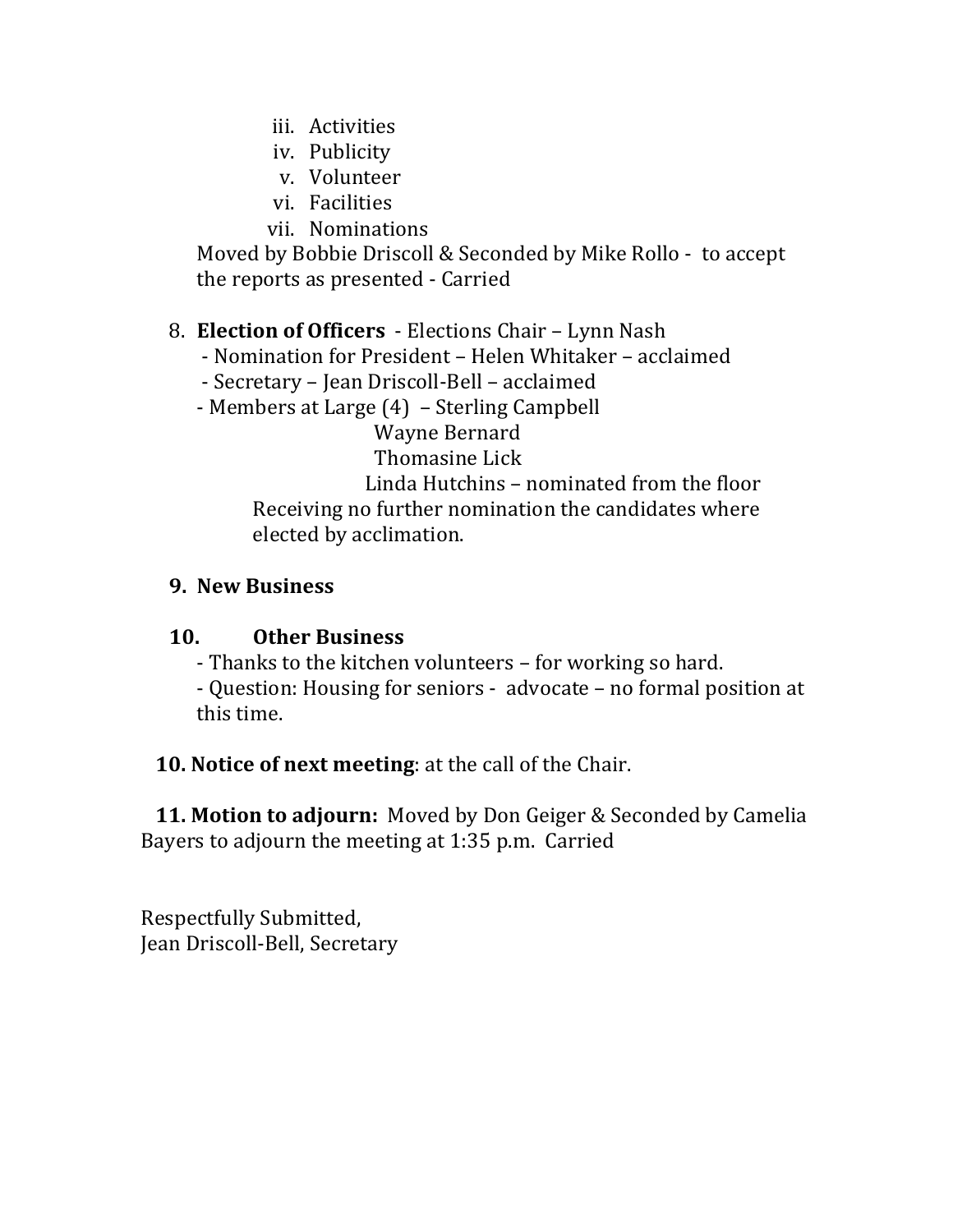iii. Activities
iv. Publicity
v. Volunteer
vi. Facilities
vii. Nominations

Moved by Bobbie Driscoll & Seconded by Mike Rollo - to accept the reports as presented - Carried

8. **Election of Officers** - Elections Chair – Lynn Nash
   - Nomination for President – Helen Whitaker – acclaimed
   - Secretary – Jean Driscoll-Bell – acclaimed
   - Members at Large (4) – Sterling Campbell
     Wayne Bernard
     Thomasine Lick
     Linda Hutchins – nominated from the floor

   Receiving no further nomination the candidates where elected by acclimation.

9. **New Business**

10. **Other Business**
    - Thanks to the kitchen volunteers – for working so hard.
    - Question: Housing for seniors - advocate – no formal position at this time.

**10. Notice of next meeting**: at the call of the Chair.

**11. Motion to adjourn:** Moved by Don Geiger & Seconded by Camelia Bayers to adjourn the meeting at 1:35 p.m. Carried

Respectfully Submitted,
Jean Driscoll-Bell, Secretary